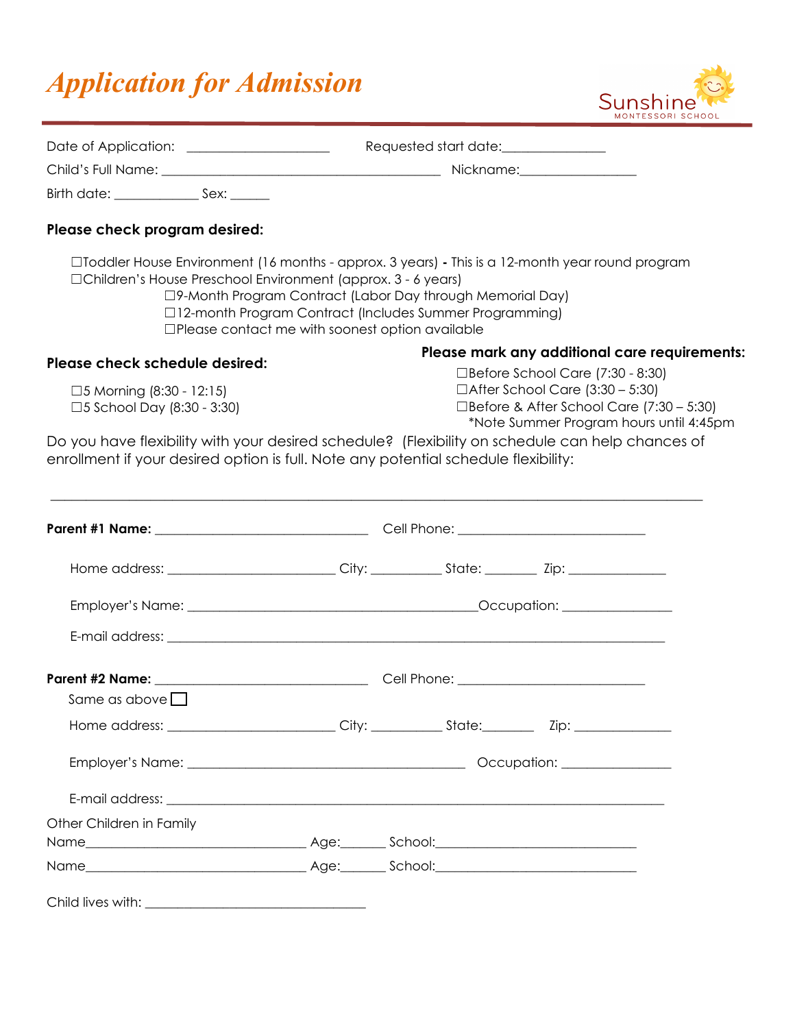# *Application for Admission*

Sunshine MONTESSORI SCHOOL

Date of Application: ____________________ Requested start date:______________

Child's Full Name: ________________________________________ Nickname:________________

Birth date: ___________ Sex: _____

**Please check program desired:**

☐Toddler House Environment (16 months - approx. 3 years) **-** This is a 12-month year round program
☐Children's House Preschool Environment (approx. 3 - 6 years)
- ☐9-Month Program Contract (Labor Day through Memorial Day)
- ☐12-month Program Contract (Includes Summer Programming)
- ☐Please contact me with soonest option available

**Please check schedule desired:**

☐5 Morning (8:30 - 12:15)
☐5 School Day (8:30 - 3:30)

**Please mark any additional care requirements:**

☐Before School Care (7:30 - 8:30)
☐After School Care (3:30 – 5:30)
☐Before & After School Care (7:30 – 5:30)
*Note Summer Program hours until 4:45pm

Do you have flexibility with your desired schedule? (Flexibility on schedule can help chances of enrollment if your desired option is full. Note any potential schedule flexibility:

_____________________________________________________________________________________

**Parent #1 Name:** _____________________________ Cell Phone: _________________________

Home address: _______________________ City: __________ State: _______ Zip: _____________

Employer's Name: ________________________________________Occupation: _______________

E-mail address: _____________________________________________________________________

**Parent #2 Name:** _____________________________ Cell Phone: _________________________

Same as above ☐

Home address: _______________________ City: __________ State:_______ Zip: _____________

Employer's Name: ______________________________________ Occupation: _______________

E-mail address: _____________________________________________________________________

Other Children in Family

Name______________________________ Age:______ School:____________________________

Name______________________________ Age:______ School:____________________________

Child lives with: ______________________________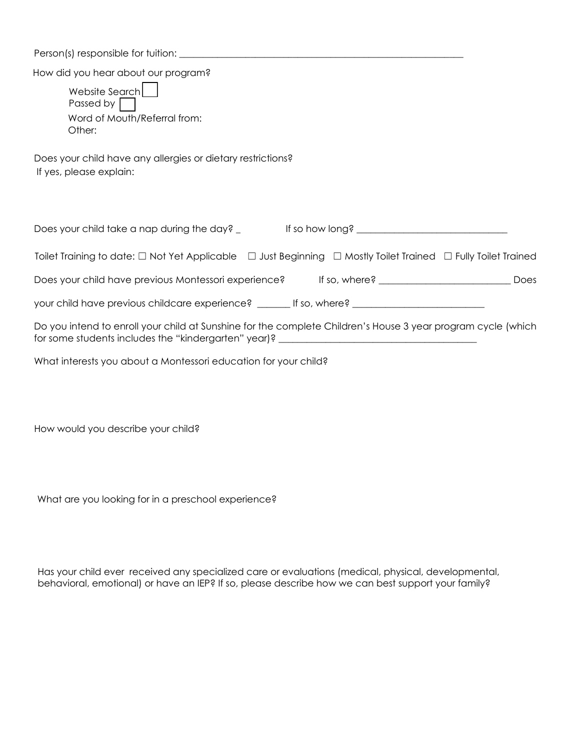Person(s) responsible for tuition: ___________________________________________________________

How did you hear about our program?

- Website Search ☐
- Passed by ☐
- Word of Mouth/Referral from:
- Other:

Does your child have any allergies or dietary restrictions?
If yes, please explain:

Does your child take a nap during the day? _ If so how long? ________________________________

Toilet Training to date: ☐ Not Yet Applicable ☐ Just Beginning ☐ Mostly Toilet Trained ☐ Fully Toilet Trained

Does your child have previous Montessori experience? If so, where? ____________________________ Does your child have previous childcare experience? _______ If so, where? ____________________________

Do you intend to enroll your child at Sunshine for the complete Children's House 3 year program cycle (which for some students includes the "kindergarten" year)? ___________________________________________

What interests you about a Montessori education for your child?

How would you describe your child?

What are you looking for in a preschool experience?

Has your child ever received any specialized care or evaluations (medical, physical, developmental, behavioral, emotional) or have an IEP? If so, please describe how we can best support your family?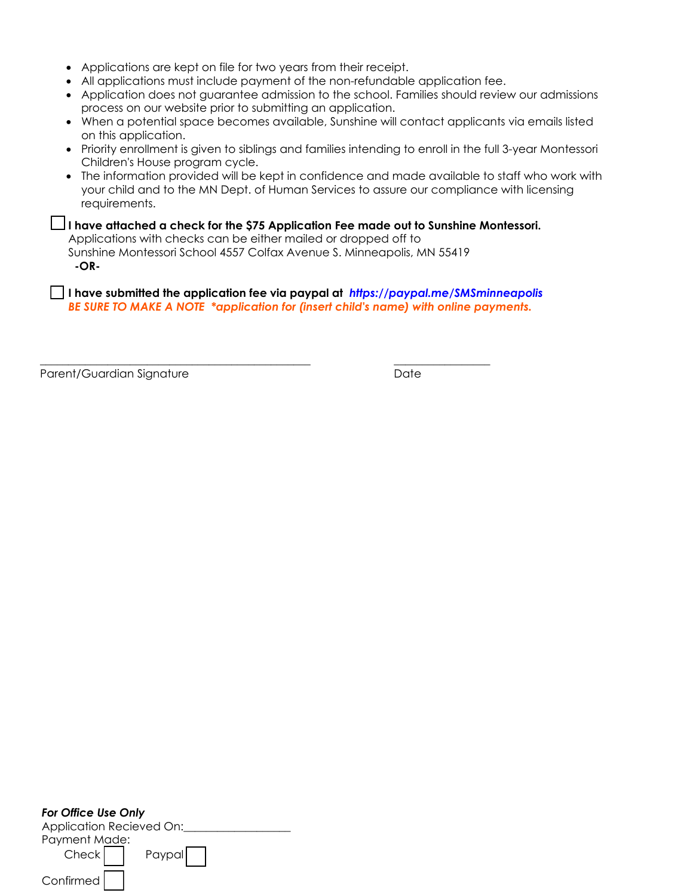- Applications are kept on file for two years from their receipt.
- All applications must include payment of the non-refundable application fee.
- Application does not guarantee admission to the school. Families should review our admissions process on our website prior to submitting an application.
- When a potential space becomes available, Sunshine will contact applicants via emails listed on this application.
- Priority enrollment is given to siblings and families intending to enroll in the full 3-year Montessori Children's House program cycle.
- The information provided will be kept in confidence and made available to staff who work with your child and to the MN Dept. of Human Services to assure our compliance with licensing requirements.

☐ **I have attached a check for the $75 Application Fee made out to Sunshine Montessori.**
Applications with checks can be either mailed or dropped off to
Sunshine Montessori School 4557 Colfax Avenue S. Minneapolis, MN 55419
**-OR-**

☐ **I have submitted the application fee via paypal at** ***https://paypal.me/SMSminneapolis***
***BE SURE TO MAKE A NOTE *application for (insert child's name) with online payments.***

_______________________________________________ _________________
Parent/Guardian Signature Date

***For Office Use Only***
Application Recieved On:_________________
Payment Made:
Check ☐ Paypal ☐
Confirmed ☐